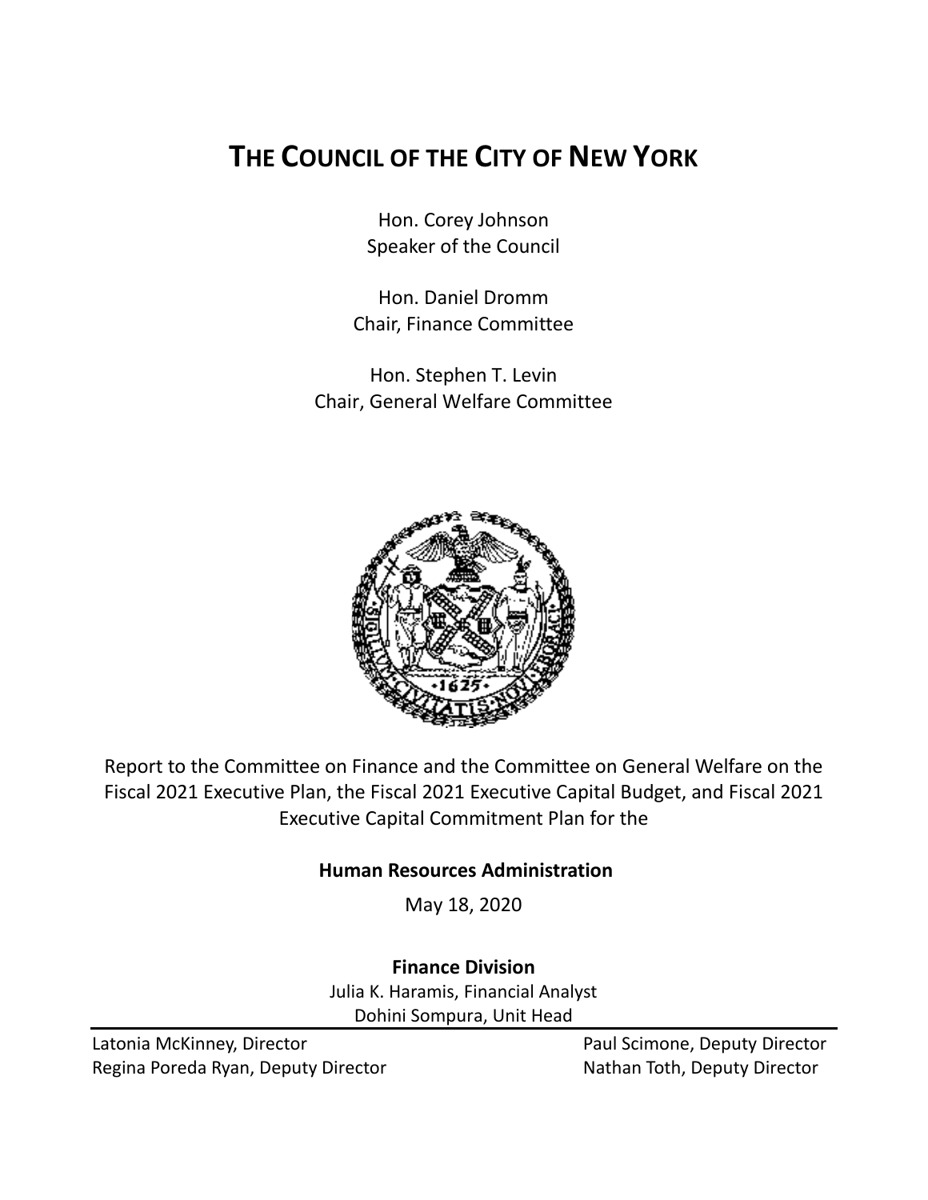# THE COUNCIL OF THE CITY OF NEW YORK

Hon. Corey Johnson
Speaker of the Council

Hon. Daniel Dromm
Chair, Finance Committee

Hon. Stephen T. Levin
Chair, General Welfare Committee

Report to the Committee on Finance and the Committee on General Welfare on the Fiscal 2021 Executive Plan, the Fiscal 2021 Executive Capital Budget, and Fiscal 2021 Executive Capital Commitment Plan for the

**Human Resources Administration**

May 18, 2020

**Finance Division**

Julia K. Haramis, Financial Analyst
Dohini Sompura, Unit Head

Latonia McKinney, Director
Regina Poreda Ryan, Deputy Director
Paul Scimone, Deputy Director
Nathan Toth, Deputy Director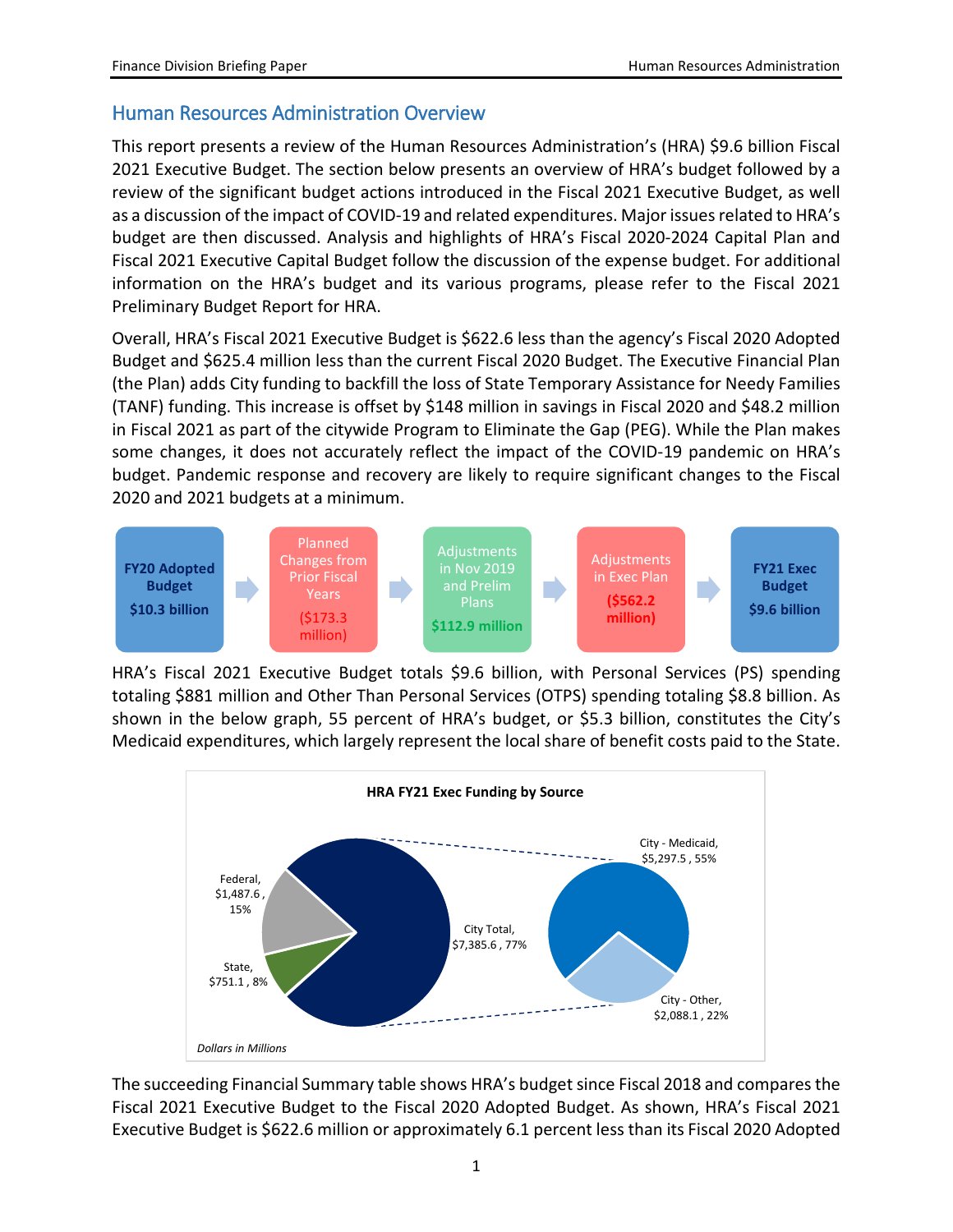## Human Resources Administration Overview

This report presents a review of the Human Resources Administration's (HRA) $9.6 billion Fiscal 2021 Executive Budget. The section below presents an overview of HRA's budget followed by a review of the significant budget actions introduced in the Fiscal 2021 Executive Budget, as well as a discussion of the impact of COVID-19 and related expenditures. Major issues related to HRA's budget are then discussed. Analysis and highlights of HRA's Fiscal 2020-2024 Capital Plan and Fiscal 2021 Executive Capital Budget follow the discussion of the expense budget. For additional information on the HRA's budget and its various programs, please refer to the Fiscal 2021 Preliminary Budget Report for HRA.

Overall, HRA's Fiscal 2021 Executive Budget is $622.6 less than the agency's Fiscal 2020 Adopted Budget and $625.4 million less than the current Fiscal 2020 Budget. The Executive Financial Plan (the Plan) adds City funding to backfill the loss of State Temporary Assistance for Needy Families (TANF) funding. This increase is offset by $148 million in savings in Fiscal 2020 and $48.2 million in Fiscal 2021 as part of the citywide Program to Eliminate the Gap (PEG). While the Plan makes some changes, it does not accurately reflect the impact of the COVID-19 pandemic on HRA's budget. Pandemic response and recovery are likely to require significant changes to the Fiscal 2020 and 2021 budgets at a minimum.

**FY20 Adopted Budget** **$10.3 billion** → Planned Changes from Prior Fiscal Years ($173.3 million) → Adjustments in Nov 2019 and Prelim Plans **$112.9 million** → Adjustments in Exec Plan **($562.2 million)** → **FY21 Exec Budget** **$9.6 billion**

HRA's Fiscal 2021 Executive Budget totals $9.6 billion, with Personal Services (PS) spending totaling $881 million and Other Than Personal Services (OTPS) spending totaling $8.8 billion. As shown in the below graph, 55 percent of HRA's budget, or $5.3 billion, constitutes the City's Medicaid expenditures, which largely represent the local share of benefit costs paid to the State.

**HRA FY21 Exec Funding by Source**

| Source | Amount | Percent |
|---|---|---|
| Federal | $1,487.6 | 15% |
| State | $751.1 | 8% |
| City Total | $7,385.6 | 77% |
| City - Medicaid | $5,297.5 | 55% |
| City - Other | $2,088.1 | 22% |

*Dollars in Millions*

The succeeding Financial Summary table shows HRA's budget since Fiscal 2018 and compares the Fiscal 2021 Executive Budget to the Fiscal 2020 Adopted Budget. As shown, HRA's Fiscal 2021 Executive Budget is $622.6 million or approximately 6.1 percent less than its Fiscal 2020 Adopted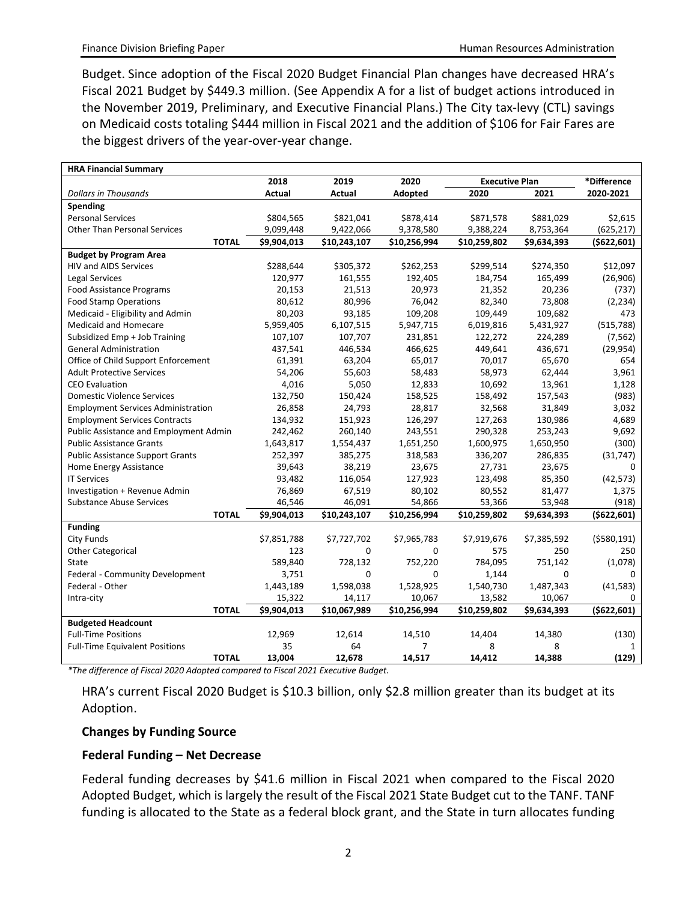Budget. Since adoption of the Fiscal 2020 Budget Financial Plan changes have decreased HRA's Fiscal 2021 Budget by $449.3 million. (See Appendix A for a list of budget actions introduced in the November 2019, Preliminary, and Executive Financial Plans.) The City tax-levy (CTL) savings on Medicaid costs totaling $444 million in Fiscal 2021 and the addition of $106 for Fair Fares are the biggest drivers of the year-over-year change.

| HRA Financial Summary | 2018 | 2019 | 2020 | Executive Plan | | *Difference |
|---|---|---|---|---|---|---|
| *Dollars in Thousands* | Actual | Actual | Adopted | 2020 | 2021 | 2020-2021 |
| **Spending** | | | | | | |
| Personal Services | $804,565 | $821,041 | $878,414 | $871,578 | $881,029 | $2,615 |
| Other Than Personal Services | 9,099,448 | 9,422,066 | 9,378,580 | 9,388,224 | 8,753,364 | (625,217) |
| **TOTAL** | **$9,904,013** | **$10,243,107** | **$10,256,994** | **$10,259,802** | **$9,634,393** | **($622,601)** |
| **Budget by Program Area** | | | | | | |
| HIV and AIDS Services | $288,644 | $305,372 | $262,253 | $299,514 | $274,350 | $12,097 |
| Legal Services | 120,977 | 161,555 | 192,405 | 184,754 | 165,499 | (26,906) |
| Food Assistance Programs | 20,153 | 21,513 | 20,973 | 21,352 | 20,236 | (737) |
| Food Stamp Operations | 80,612 | 80,996 | 76,042 | 82,340 | 73,808 | (2,234) |
| Medicaid - Eligibility and Admin | 80,203 | 93,185 | 109,208 | 109,449 | 109,682 | 473 |
| Medicaid and Homecare | 5,959,405 | 6,107,515 | 5,947,715 | 6,019,816 | 5,431,927 | (515,788) |
| Subsidized Emp + Job Training | 107,107 | 107,707 | 231,851 | 122,272 | 224,289 | (7,562) |
| General Administration | 437,541 | 446,534 | 466,625 | 449,641 | 436,671 | (29,954) |
| Office of Child Support Enforcement | 61,391 | 63,204 | 65,017 | 70,017 | 65,670 | 654 |
| Adult Protective Services | 54,206 | 55,603 | 58,483 | 58,973 | 62,444 | 3,961 |
| CEO Evaluation | 4,016 | 5,050 | 12,833 | 10,692 | 13,961 | 1,128 |
| Domestic Violence Services | 132,750 | 150,424 | 158,525 | 158,492 | 157,543 | (983) |
| Employment Services Administration | 26,858 | 24,793 | 28,817 | 32,568 | 31,849 | 3,032 |
| Employment Services Contracts | 134,932 | 151,923 | 126,297 | 127,263 | 130,986 | 4,689 |
| Public Assistance and Employment Admin | 242,462 | 260,140 | 243,551 | 290,328 | 253,243 | 9,692 |
| Public Assistance Grants | 1,643,817 | 1,554,437 | 1,651,250 | 1,600,975 | 1,650,950 | (300) |
| Public Assistance Support Grants | 252,397 | 385,275 | 318,583 | 336,207 | 286,835 | (31,747) |
| Home Energy Assistance | 39,643 | 38,219 | 23,675 | 27,731 | 23,675 | 0 |
| IT Services | 93,482 | 116,054 | 127,923 | 123,498 | 85,350 | (42,573) |
| Investigation + Revenue Admin | 76,869 | 67,519 | 80,102 | 80,552 | 81,477 | 1,375 |
| Substance Abuse Services | 46,546 | 46,091 | 54,866 | 53,366 | 53,948 | (918) |
| **TOTAL** | **$9,904,013** | **$10,243,107** | **$10,256,994** | **$10,259,802** | **$9,634,393** | **($622,601)** |
| **Funding** | | | | | | |
| City Funds | $7,851,788 | $7,727,702 | $7,965,783 | $7,919,676 | $7,385,592 | ($580,191) |
| Other Categorical | 123 | 0 | 0 | 575 | 250 | 250 |
| State | 589,840 | 728,132 | 752,220 | 784,095 | 751,142 | (1,078) |
| Federal - Community Development | 3,751 | 0 | 0 | 1,144 | 0 | 0 |
| Federal - Other | 1,443,189 | 1,598,038 | 1,528,925 | 1,540,730 | 1,487,343 | (41,583) |
| Intra-city | 15,322 | 14,117 | 10,067 | 13,582 | 10,067 | 0 |
| **TOTAL** | **$9,904,013** | **$10,067,989** | **$10,256,994** | **$10,259,802** | **$9,634,393** | **($622,601)** |
| **Budgeted Headcount** | | | | | | |
| Full-Time Positions | 12,969 | 12,614 | 14,510 | 14,404 | 14,380 | (130) |
| Full-Time Equivalent Positions | 35 | 64 | 7 | 8 | 8 | 1 |
| **TOTAL** | **13,004** | **12,678** | **14,517** | **14,412** | **14,388** | **(129)** |

*\*The difference of Fiscal 2020 Adopted compared to Fiscal 2021 Executive Budget.*

HRA's current Fiscal 2020 Budget is $10.3 billion, only $2.8 million greater than its budget at its Adoption.

### Changes by Funding Source

### Federal Funding – Net Decrease

Federal funding decreases by $41.6 million in Fiscal 2021 when compared to the Fiscal 2020 Adopted Budget, which is largely the result of the Fiscal 2021 State Budget cut to the TANF. TANF funding is allocated to the State as a federal block grant, and the State in turn allocates funding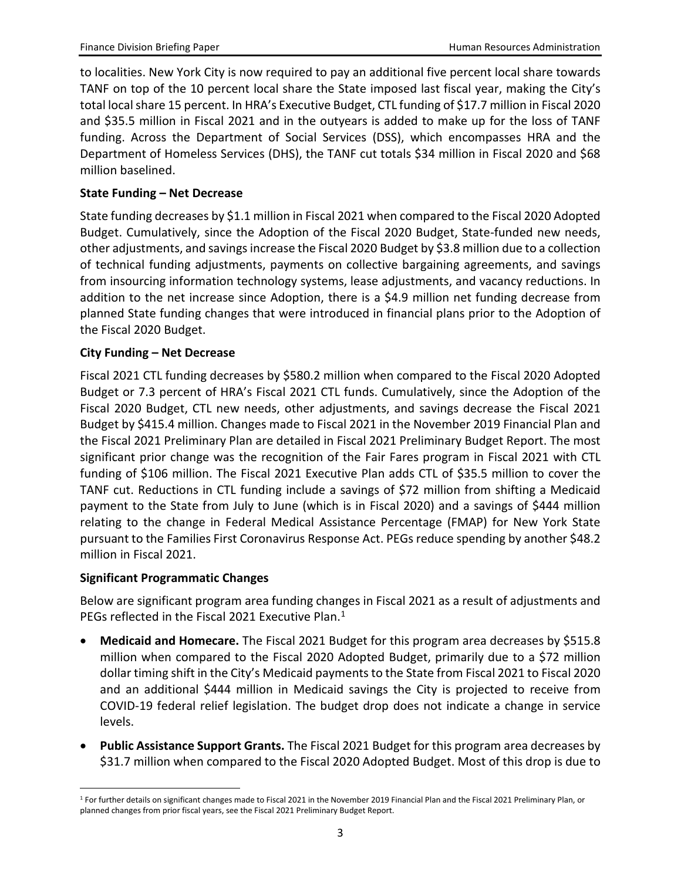to localities. New York City is now required to pay an additional five percent local share towards TANF on top of the 10 percent local share the State imposed last fiscal year, making the City's total local share 15 percent. In HRA's Executive Budget, CTL funding of $17.7 million in Fiscal 2020 and $35.5 million in Fiscal 2021 and in the outyears is added to make up for the loss of TANF funding. Across the Department of Social Services (DSS), which encompasses HRA and the Department of Homeless Services (DHS), the TANF cut totals $34 million in Fiscal 2020 and $68 million baselined.

**State Funding – Net Decrease**

State funding decreases by $1.1 million in Fiscal 2021 when compared to the Fiscal 2020 Adopted Budget. Cumulatively, since the Adoption of the Fiscal 2020 Budget, State-funded new needs, other adjustments, and savings increase the Fiscal 2020 Budget by $3.8 million due to a collection of technical funding adjustments, payments on collective bargaining agreements, and savings from insourcing information technology systems, lease adjustments, and vacancy reductions. In addition to the net increase since Adoption, there is a $4.9 million net funding decrease from planned State funding changes that were introduced in financial plans prior to the Adoption of the Fiscal 2020 Budget.

**City Funding – Net Decrease**

Fiscal 2021 CTL funding decreases by $580.2 million when compared to the Fiscal 2020 Adopted Budget or 7.3 percent of HRA's Fiscal 2021 CTL funds. Cumulatively, since the Adoption of the Fiscal 2020 Budget, CTL new needs, other adjustments, and savings decrease the Fiscal 2021 Budget by $415.4 million. Changes made to Fiscal 2021 in the November 2019 Financial Plan and the Fiscal 2021 Preliminary Plan are detailed in Fiscal 2021 Preliminary Budget Report. The most significant prior change was the recognition of the Fair Fares program in Fiscal 2021 with CTL funding of $106 million. The Fiscal 2021 Executive Plan adds CTL of $35.5 million to cover the TANF cut. Reductions in CTL funding include a savings of $72 million from shifting a Medicaid payment to the State from July to June (which is in Fiscal 2020) and a savings of $444 million relating to the change in Federal Medical Assistance Percentage (FMAP) for New York State pursuant to the Families First Coronavirus Response Act. PEGs reduce spending by another $48.2 million in Fiscal 2021.

**Significant Programmatic Changes**

Below are significant program area funding changes in Fiscal 2021 as a result of adjustments and PEGs reflected in the Fiscal 2021 Executive Plan.[1]

- **Medicaid and Homecare.** The Fiscal 2021 Budget for this program area decreases by $515.8 million when compared to the Fiscal 2020 Adopted Budget, primarily due to a $72 million dollar timing shift in the City's Medicaid payments to the State from Fiscal 2021 to Fiscal 2020 and an additional $444 million in Medicaid savings the City is projected to receive from COVID-19 federal relief legislation. The budget drop does not indicate a change in service levels.
- **Public Assistance Support Grants.** The Fiscal 2021 Budget for this program area decreases by $31.7 million when compared to the Fiscal 2020 Adopted Budget. Most of this drop is due to

[1] For further details on significant changes made to Fiscal 2021 in the November 2019 Financial Plan and the Fiscal 2021 Preliminary Plan, or planned changes from prior fiscal years, see the Fiscal 2021 Preliminary Budget Report.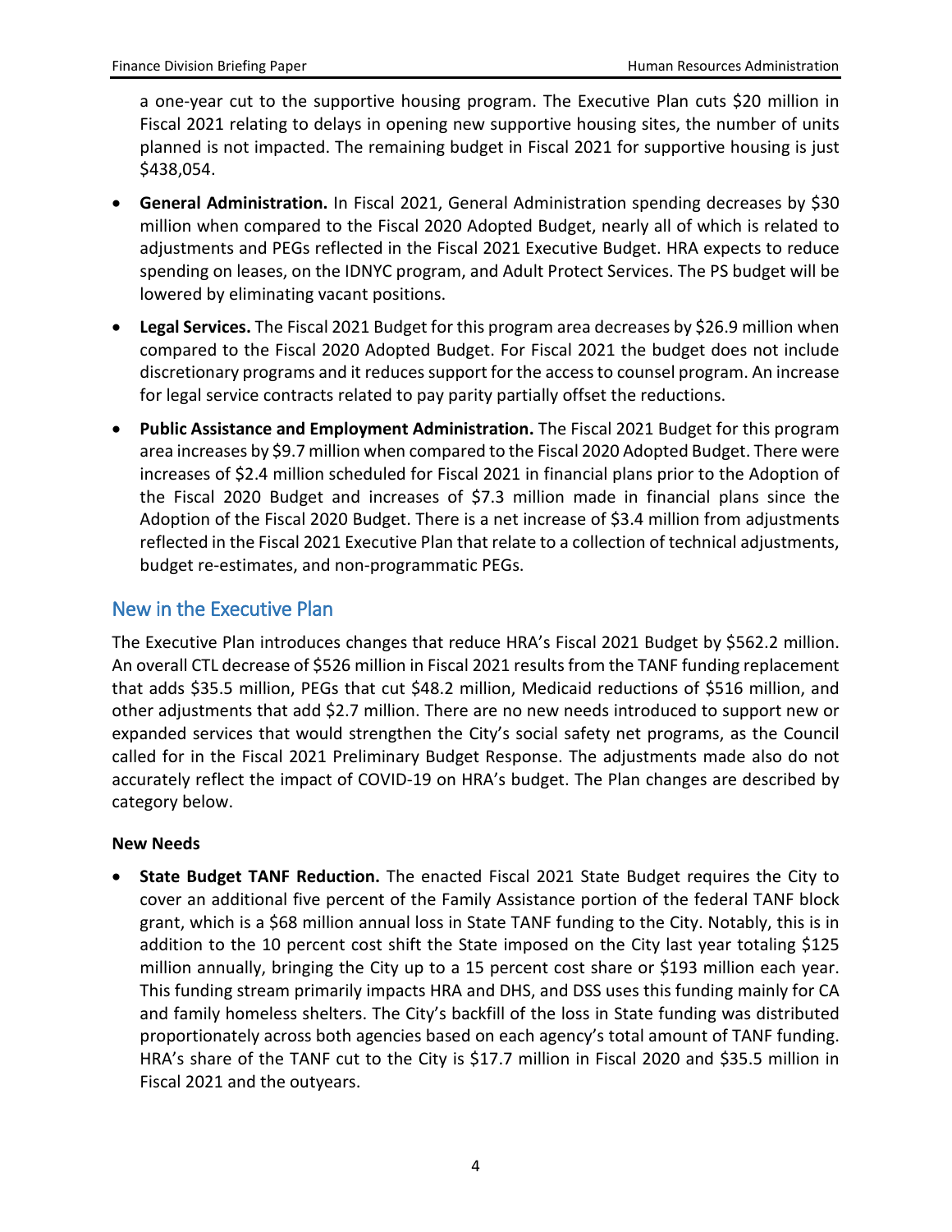a one-year cut to the supportive housing program. The Executive Plan cuts $20 million in Fiscal 2021 relating to delays in opening new supportive housing sites, the number of units planned is not impacted. The remaining budget in Fiscal 2021 for supportive housing is just $438,054.

- **General Administration.** In Fiscal 2021, General Administration spending decreases by $30 million when compared to the Fiscal 2020 Adopted Budget, nearly all of which is related to adjustments and PEGs reflected in the Fiscal 2021 Executive Budget. HRA expects to reduce spending on leases, on the IDNYC program, and Adult Protect Services. The PS budget will be lowered by eliminating vacant positions.
- **Legal Services.** The Fiscal 2021 Budget for this program area decreases by $26.9 million when compared to the Fiscal 2020 Adopted Budget. For Fiscal 2021 the budget does not include discretionary programs and it reduces support for the access to counsel program. An increase for legal service contracts related to pay parity partially offset the reductions.
- **Public Assistance and Employment Administration.** The Fiscal 2021 Budget for this program area increases by $9.7 million when compared to the Fiscal 2020 Adopted Budget. There were increases of $2.4 million scheduled for Fiscal 2021 in financial plans prior to the Adoption of the Fiscal 2020 Budget and increases of $7.3 million made in financial plans since the Adoption of the Fiscal 2020 Budget. There is a net increase of $3.4 million from adjustments reflected in the Fiscal 2021 Executive Plan that relate to a collection of technical adjustments, budget re-estimates, and non-programmatic PEGs.

## New in the Executive Plan

The Executive Plan introduces changes that reduce HRA's Fiscal 2021 Budget by $562.2 million. An overall CTL decrease of $526 million in Fiscal 2021 results from the TANF funding replacement that adds $35.5 million, PEGs that cut $48.2 million, Medicaid reductions of $516 million, and other adjustments that add $2.7 million. There are no new needs introduced to support new or expanded services that would strengthen the City's social safety net programs, as the Council called for in the Fiscal 2021 Preliminary Budget Response. The adjustments made also do not accurately reflect the impact of COVID-19 on HRA's budget. The Plan changes are described by category below.

**New Needs**

- **State Budget TANF Reduction.** The enacted Fiscal 2021 State Budget requires the City to cover an additional five percent of the Family Assistance portion of the federal TANF block grant, which is a $68 million annual loss in State TANF funding to the City. Notably, this is in addition to the 10 percent cost shift the State imposed on the City last year totaling $125 million annually, bringing the City up to a 15 percent cost share or $193 million each year. This funding stream primarily impacts HRA and DHS, and DSS uses this funding mainly for CA and family homeless shelters. The City's backfill of the loss in State funding was distributed proportionately across both agencies based on each agency's total amount of TANF funding. HRA's share of the TANF cut to the City is $17.7 million in Fiscal 2020 and $35.5 million in Fiscal 2021 and the outyears.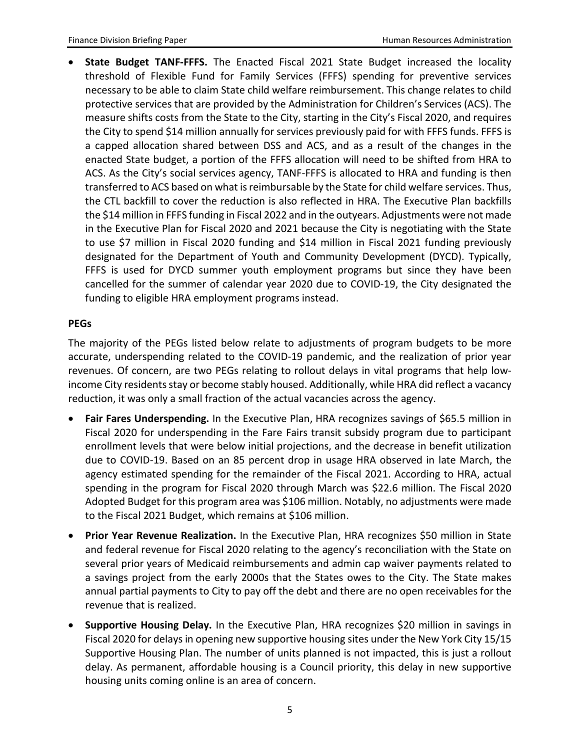- **State Budget TANF-FFFS.** The Enacted Fiscal 2021 State Budget increased the locality threshold of Flexible Fund for Family Services (FFFS) spending for preventive services necessary to be able to claim State child welfare reimbursement. This change relates to child protective services that are provided by the Administration for Children's Services (ACS). The measure shifts costs from the State to the City, starting in the City's Fiscal 2020, and requires the City to spend $14 million annually for services previously paid for with FFFS funds. FFFS is a capped allocation shared between DSS and ACS, and as a result of the changes in the enacted State budget, a portion of the FFFS allocation will need to be shifted from HRA to ACS. As the City's social services agency, TANF-FFFS is allocated to HRA and funding is then transferred to ACS based on what is reimbursable by the State for child welfare services. Thus, the CTL backfill to cover the reduction is also reflected in HRA. The Executive Plan backfills the $14 million in FFFS funding in Fiscal 2022 and in the outyears. Adjustments were not made in the Executive Plan for Fiscal 2020 and 2021 because the City is negotiating with the State to use $7 million in Fiscal 2020 funding and $14 million in Fiscal 2021 funding previously designated for the Department of Youth and Community Development (DYCD). Typically, FFFS is used for DYCD summer youth employment programs but since they have been cancelled for the summer of calendar year 2020 due to COVID-19, the City designated the funding to eligible HRA employment programs instead.

**PEGs**

The majority of the PEGs listed below relate to adjustments of program budgets to be more accurate, underspending related to the COVID-19 pandemic, and the realization of prior year revenues. Of concern, are two PEGs relating to rollout delays in vital programs that help low-income City residents stay or become stably housed. Additionally, while HRA did reflect a vacancy reduction, it was only a small fraction of the actual vacancies across the agency.

- **Fair Fares Underspending.** In the Executive Plan, HRA recognizes savings of $65.5 million in Fiscal 2020 for underspending in the Fare Fairs transit subsidy program due to participant enrollment levels that were below initial projections, and the decrease in benefit utilization due to COVID-19. Based on an 85 percent drop in usage HRA observed in late March, the agency estimated spending for the remainder of the Fiscal 2021. According to HRA, actual spending in the program for Fiscal 2020 through March was $22.6 million. The Fiscal 2020 Adopted Budget for this program area was $106 million. Notably, no adjustments were made to the Fiscal 2021 Budget, which remains at $106 million.
- **Prior Year Revenue Realization.** In the Executive Plan, HRA recognizes $50 million in State and federal revenue for Fiscal 2020 relating to the agency's reconciliation with the State on several prior years of Medicaid reimbursements and admin cap waiver payments related to a savings project from the early 2000s that the States owes to the City. The State makes annual partial payments to City to pay off the debt and there are no open receivables for the revenue that is realized.
- **Supportive Housing Delay.** In the Executive Plan, HRA recognizes $20 million in savings in Fiscal 2020 for delays in opening new supportive housing sites under the New York City 15/15 Supportive Housing Plan. The number of units planned is not impacted, this is just a rollout delay. As permanent, affordable housing is a Council priority, this delay in new supportive housing units coming online is an area of concern.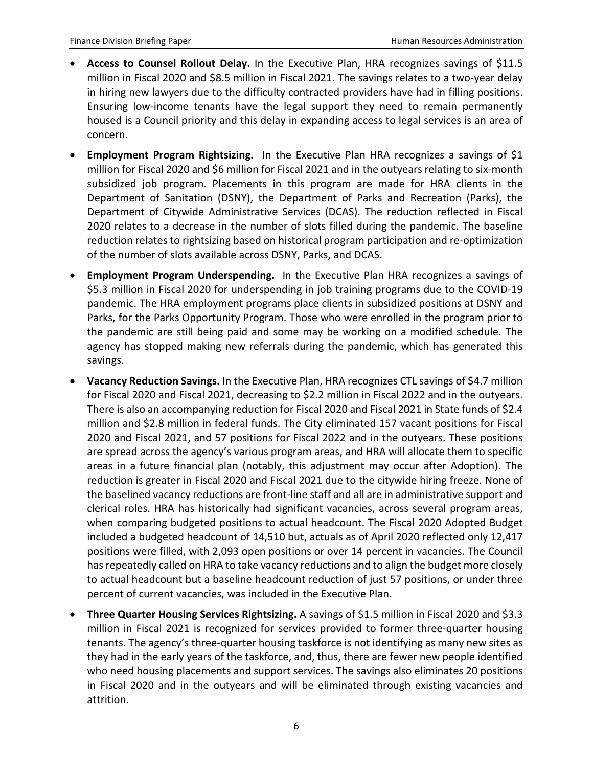- **Access to Counsel Rollout Delay.** In the Executive Plan, HRA recognizes savings of $11.5 million in Fiscal 2020 and $8.5 million in Fiscal 2021. The savings relates to a two-year delay in hiring new lawyers due to the difficulty contracted providers have had in filling positions. Ensuring low-income tenants have the legal support they need to remain permanently housed is a Council priority and this delay in expanding access to legal services is an area of concern.

- **Employment Program Rightsizing.** In the Executive Plan HRA recognizes a savings of $1 million for Fiscal 2020 and $6 million for Fiscal 2021 and in the outyears relating to six-month subsidized job program. Placements in this program are made for HRA clients in the Department of Sanitation (DSNY), the Department of Parks and Recreation (Parks), the Department of Citywide Administrative Services (DCAS). The reduction reflected in Fiscal 2020 relates to a decrease in the number of slots filled during the pandemic. The baseline reduction relates to rightsizing based on historical program participation and re-optimization of the number of slots available across DSNY, Parks, and DCAS.

- **Employment Program Underspending.** In the Executive Plan HRA recognizes a savings of $5.3 million in Fiscal 2020 for underspending in job training programs due to the COVID-19 pandemic. The HRA employment programs place clients in subsidized positions at DSNY and Parks, for the Parks Opportunity Program. Those who were enrolled in the program prior to the pandemic are still being paid and some may be working on a modified schedule. The agency has stopped making new referrals during the pandemic, which has generated this savings.

- **Vacancy Reduction Savings.** In the Executive Plan, HRA recognizes CTL savings of $4.7 million for Fiscal 2020 and Fiscal 2021, decreasing to $2.2 million in Fiscal 2022 and in the outyears. There is also an accompanying reduction for Fiscal 2020 and Fiscal 2021 in State funds of $2.4 million and $2.8 million in federal funds. The City eliminated 157 vacant positions for Fiscal 2020 and Fiscal 2021, and 57 positions for Fiscal 2022 and in the outyears. These positions are spread across the agency's various program areas, and HRA will allocate them to specific areas in a future financial plan (notably, this adjustment may occur after Adoption). The reduction is greater in Fiscal 2020 and Fiscal 2021 due to the citywide hiring freeze. None of the baselined vacancy reductions are front-line staff and all are in administrative support and clerical roles. HRA has historically had significant vacancies, across several program areas, when comparing budgeted positions to actual headcount. The Fiscal 2020 Adopted Budget included a budgeted headcount of 14,510 but, actuals as of April 2020 reflected only 12,417 positions were filled, with 2,093 open positions or over 14 percent in vacancies. The Council has repeatedly called on HRA to take vacancy reductions and to align the budget more closely to actual headcount but a baseline headcount reduction of just 57 positions, or under three percent of current vacancies, was included in the Executive Plan.

- **Three Quarter Housing Services Rightsizing.** A savings of $1.5 million in Fiscal 2020 and $3.3 million in Fiscal 2021 is recognized for services provided to former three-quarter housing tenants. The agency's three-quarter housing taskforce is not identifying as many new sites as they had in the early years of the taskforce, and, thus, there are fewer new people identified who need housing placements and support services. The savings also eliminates 20 positions in Fiscal 2020 and in the outyears and will be eliminated through existing vacancies and attrition.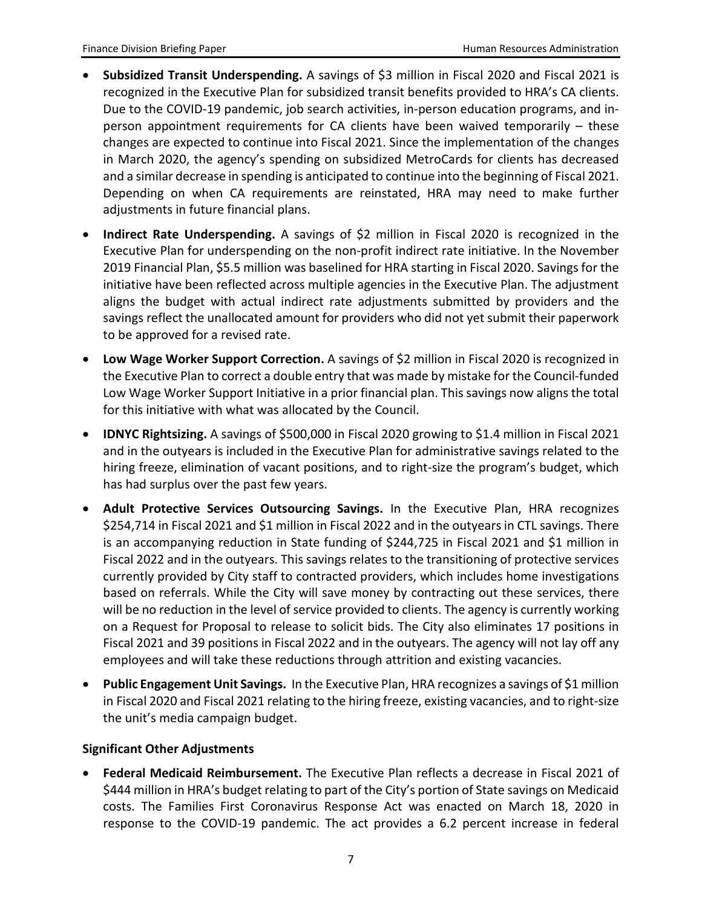- **Subsidized Transit Underspending.** A savings of $3 million in Fiscal 2020 and Fiscal 2021 is recognized in the Executive Plan for subsidized transit benefits provided to HRA's CA clients. Due to the COVID-19 pandemic, job search activities, in-person education programs, and in-person appointment requirements for CA clients have been waived temporarily – these changes are expected to continue into Fiscal 2021. Since the implementation of the changes in March 2020, the agency's spending on subsidized MetroCards for clients has decreased and a similar decrease in spending is anticipated to continue into the beginning of Fiscal 2021. Depending on when CA requirements are reinstated, HRA may need to make further adjustments in future financial plans.

- **Indirect Rate Underspending.** A savings of $2 million in Fiscal 2020 is recognized in the Executive Plan for underspending on the non-profit indirect rate initiative. In the November 2019 Financial Plan, $5.5 million was baselined for HRA starting in Fiscal 2020. Savings for the initiative have been reflected across multiple agencies in the Executive Plan. The adjustment aligns the budget with actual indirect rate adjustments submitted by providers and the savings reflect the unallocated amount for providers who did not yet submit their paperwork to be approved for a revised rate.

- **Low Wage Worker Support Correction.** A savings of $2 million in Fiscal 2020 is recognized in the Executive Plan to correct a double entry that was made by mistake for the Council-funded Low Wage Worker Support Initiative in a prior financial plan. This savings now aligns the total for this initiative with what was allocated by the Council.

- **IDNYC Rightsizing.** A savings of $500,000 in Fiscal 2020 growing to $1.4 million in Fiscal 2021 and in the outyears is included in the Executive Plan for administrative savings related to the hiring freeze, elimination of vacant positions, and to right-size the program's budget, which has had surplus over the past few years.

- **Adult Protective Services Outsourcing Savings.** In the Executive Plan, HRA recognizes $254,714 in Fiscal 2021 and $1 million in Fiscal 2022 and in the outyears in CTL savings. There is an accompanying reduction in State funding of $244,725 in Fiscal 2021 and $1 million in Fiscal 2022 and in the outyears. This savings relates to the transitioning of protective services currently provided by City staff to contracted providers, which includes home investigations based on referrals. While the City will save money by contracting out these services, there will be no reduction in the level of service provided to clients. The agency is currently working on a Request for Proposal to release to solicit bids. The City also eliminates 17 positions in Fiscal 2021 and 39 positions in Fiscal 2022 and in the outyears. The agency will not lay off any employees and will take these reductions through attrition and existing vacancies.

- **Public Engagement Unit Savings.** In the Executive Plan, HRA recognizes a savings of $1 million in Fiscal 2020 and Fiscal 2021 relating to the hiring freeze, existing vacancies, and to right-size the unit's media campaign budget.

**Significant Other Adjustments**

- **Federal Medicaid Reimbursement.** The Executive Plan reflects a decrease in Fiscal 2021 of $444 million in HRA's budget relating to part of the City's portion of State savings on Medicaid costs. The Families First Coronavirus Response Act was enacted on March 18, 2020 in response to the COVID-19 pandemic. The act provides a 6.2 percent increase in federal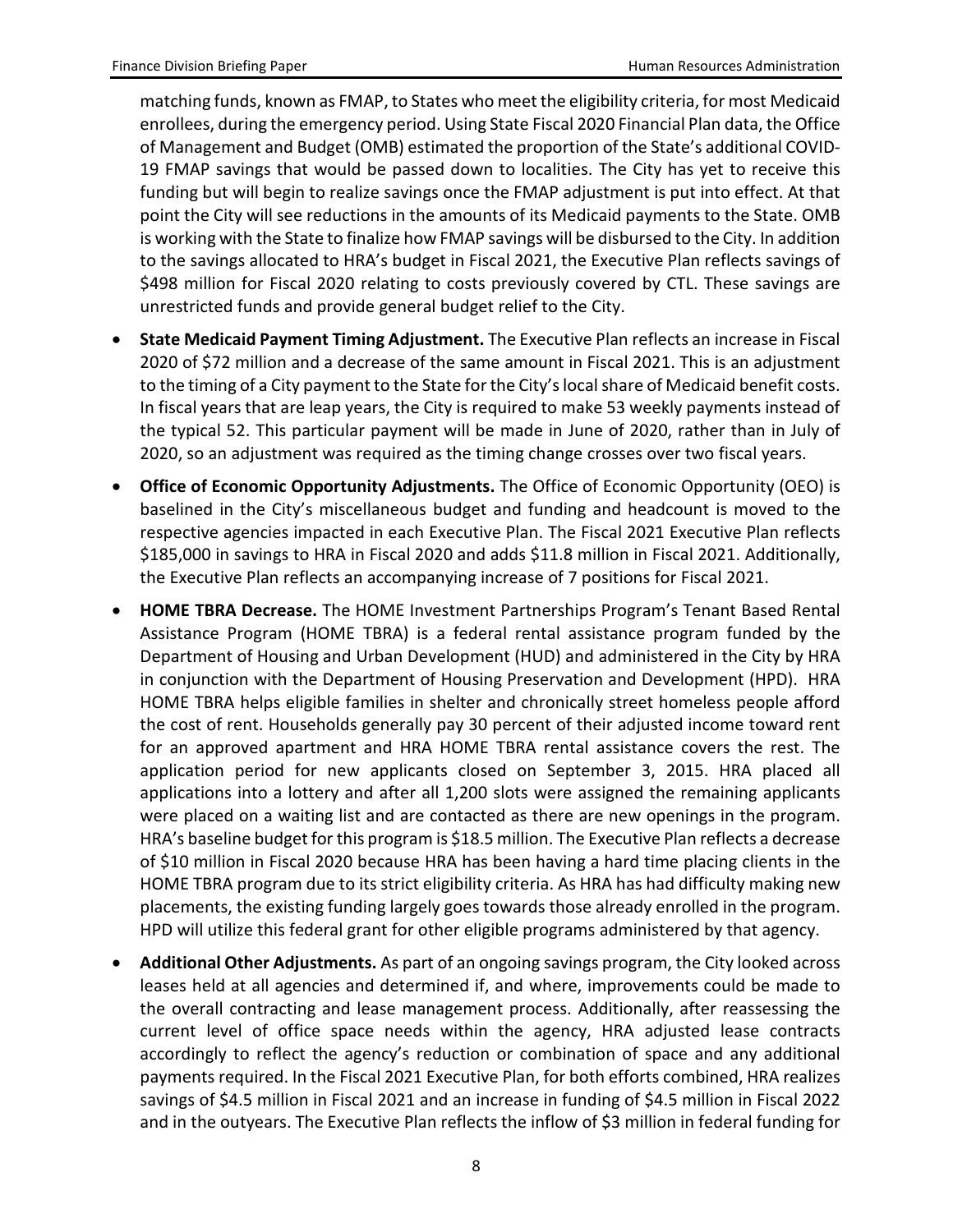matching funds, known as FMAP, to States who meet the eligibility criteria, for most Medicaid enrollees, during the emergency period. Using State Fiscal 2020 Financial Plan data, the Office of Management and Budget (OMB) estimated the proportion of the State's additional COVID-19 FMAP savings that would be passed down to localities. The City has yet to receive this funding but will begin to realize savings once the FMAP adjustment is put into effect. At that point the City will see reductions in the amounts of its Medicaid payments to the State. OMB is working with the State to finalize how FMAP savings will be disbursed to the City. In addition to the savings allocated to HRA's budget in Fiscal 2021, the Executive Plan reflects savings of $498 million for Fiscal 2020 relating to costs previously covered by CTL. These savings are unrestricted funds and provide general budget relief to the City.

- **State Medicaid Payment Timing Adjustment.** The Executive Plan reflects an increase in Fiscal 2020 of $72 million and a decrease of the same amount in Fiscal 2021. This is an adjustment to the timing of a City payment to the State for the City's local share of Medicaid benefit costs. In fiscal years that are leap years, the City is required to make 53 weekly payments instead of the typical 52. This particular payment will be made in June of 2020, rather than in July of 2020, so an adjustment was required as the timing change crosses over two fiscal years.

- **Office of Economic Opportunity Adjustments.** The Office of Economic Opportunity (OEO) is baselined in the City's miscellaneous budget and funding and headcount is moved to the respective agencies impacted in each Executive Plan. The Fiscal 2021 Executive Plan reflects $185,000 in savings to HRA in Fiscal 2020 and adds $11.8 million in Fiscal 2021. Additionally, the Executive Plan reflects an accompanying increase of 7 positions for Fiscal 2021.

- **HOME TBRA Decrease.** The HOME Investment Partnerships Program's Tenant Based Rental Assistance Program (HOME TBRA) is a federal rental assistance program funded by the Department of Housing and Urban Development (HUD) and administered in the City by HRA in conjunction with the Department of Housing Preservation and Development (HPD). HRA HOME TBRA helps eligible families in shelter and chronically street homeless people afford the cost of rent. Households generally pay 30 percent of their adjusted income toward rent for an approved apartment and HRA HOME TBRA rental assistance covers the rest. The application period for new applicants closed on September 3, 2015. HRA placed all applications into a lottery and after all 1,200 slots were assigned the remaining applicants were placed on a waiting list and are contacted as there are new openings in the program. HRA's baseline budget for this program is $18.5 million. The Executive Plan reflects a decrease of $10 million in Fiscal 2020 because HRA has been having a hard time placing clients in the HOME TBRA program due to its strict eligibility criteria. As HRA has had difficulty making new placements, the existing funding largely goes towards those already enrolled in the program. HPD will utilize this federal grant for other eligible programs administered by that agency.

- **Additional Other Adjustments.** As part of an ongoing savings program, the City looked across leases held at all agencies and determined if, and where, improvements could be made to the overall contracting and lease management process. Additionally, after reassessing the current level of office space needs within the agency, HRA adjusted lease contracts accordingly to reflect the agency's reduction or combination of space and any additional payments required. In the Fiscal 2021 Executive Plan, for both efforts combined, HRA realizes savings of $4.5 million in Fiscal 2021 and an increase in funding of $4.5 million in Fiscal 2022 and in the outyears. The Executive Plan reflects the inflow of $3 million in federal funding for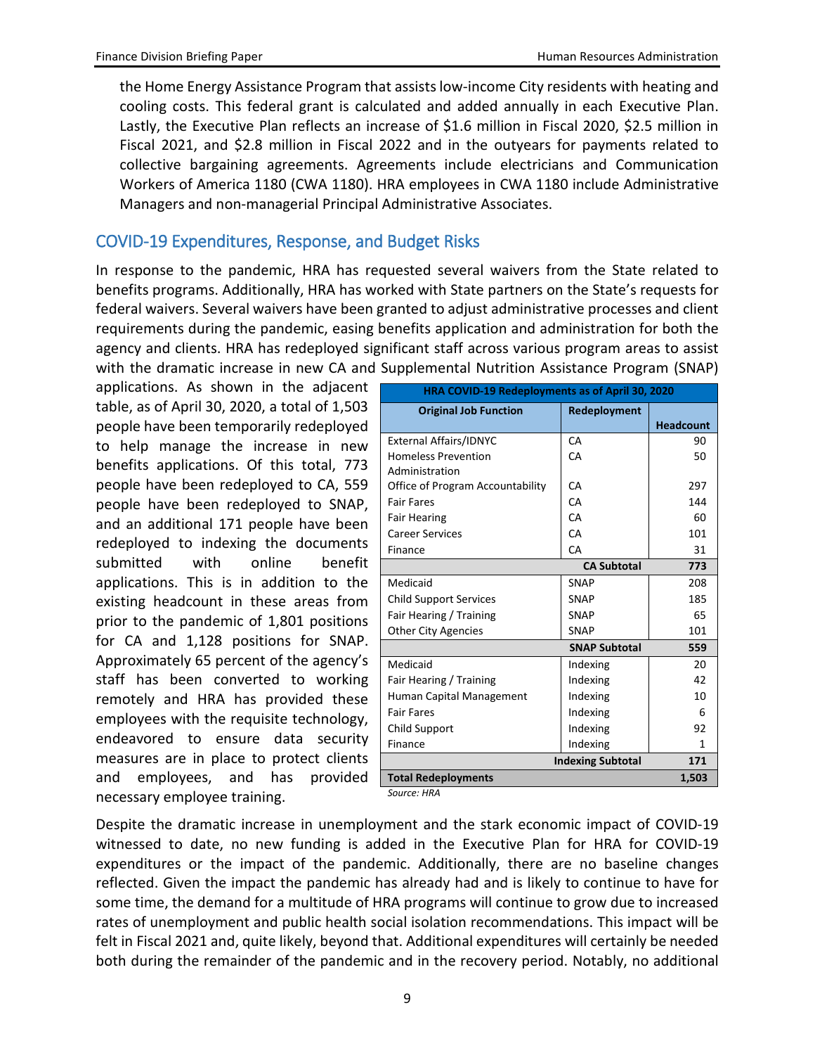the Home Energy Assistance Program that assists low-income City residents with heating and cooling costs. This federal grant is calculated and added annually in each Executive Plan. Lastly, the Executive Plan reflects an increase of $1.6 million in Fiscal 2020, $2.5 million in Fiscal 2021, and $2.8 million in Fiscal 2022 and in the outyears for payments related to collective bargaining agreements. Agreements include electricians and Communication Workers of America 1180 (CWA 1180). HRA employees in CWA 1180 include Administrative Managers and non-managerial Principal Administrative Associates.

## COVID-19 Expenditures, Response, and Budget Risks

In response to the pandemic, HRA has requested several waivers from the State related to benefits programs. Additionally, HRA has worked with State partners on the State's requests for federal waivers. Several waivers have been granted to adjust administrative processes and client requirements during the pandemic, easing benefits application and administration for both the agency and clients. HRA has redeployed significant staff across various program areas to assist with the dramatic increase in new CA and Supplemental Nutrition Assistance Program (SNAP) applications. As shown in the adjacent table, as of April 30, 2020, a total of 1,503 people have been temporarily redeployed to help manage the increase in new benefits applications. Of this total, 773 people have been redeployed to CA, 559 people have been redeployed to SNAP, and an additional 171 people have been redeployed to indexing the documents submitted with online benefit applications. This is in addition to the existing headcount in these areas from prior to the pandemic of 1,801 positions for CA and 1,128 positions for SNAP. Approximately 65 percent of the agency's staff has been converted to working remotely and HRA has provided these employees with the requisite technology, endeavored to ensure data security measures are in place to protect clients and employees, and has provided necessary employee training.

**HRA COVID-19 Redeployments as of April 30, 2020**

| Original Job Function | Redeployment | Headcount |
|---|---|---|
| External Affairs/IDNYC | CA | 90 |
| Homeless Prevention Administration | CA | 50 |
| Office of Program Accountability | CA | 297 |
| Fair Fares | CA | 144 |
| Fair Hearing | CA | 60 |
| Career Services | CA | 101 |
| Finance | CA | 31 |
| | **CA Subtotal** | **773** |
| Medicaid | SNAP | 208 |
| Child Support Services | SNAP | 185 |
| Fair Hearing / Training | SNAP | 65 |
| Other City Agencies | SNAP | 101 |
| | **SNAP Subtotal** | **559** |
| Medicaid | Indexing | 20 |
| Fair Hearing / Training | Indexing | 42 |
| Human Capital Management | Indexing | 10 |
| Fair Fares | Indexing | 6 |
| Child Support | Indexing | 92 |
| Finance | Indexing | 1 |
| | **Indexing Subtotal** | **171** |
| **Total Redeployments** | | **1,503** |

*Source: HRA*

Despite the dramatic increase in unemployment and the stark economic impact of COVID-19 witnessed to date, no new funding is added in the Executive Plan for HRA for COVID-19 expenditures or the impact of the pandemic. Additionally, there are no baseline changes reflected. Given the impact the pandemic has already had and is likely to continue to have for some time, the demand for a multitude of HRA programs will continue to grow due to increased rates of unemployment and public health social isolation recommendations. This impact will be felt in Fiscal 2021 and, quite likely, beyond that. Additional expenditures will certainly be needed both during the remainder of the pandemic and in the recovery period. Notably, no additional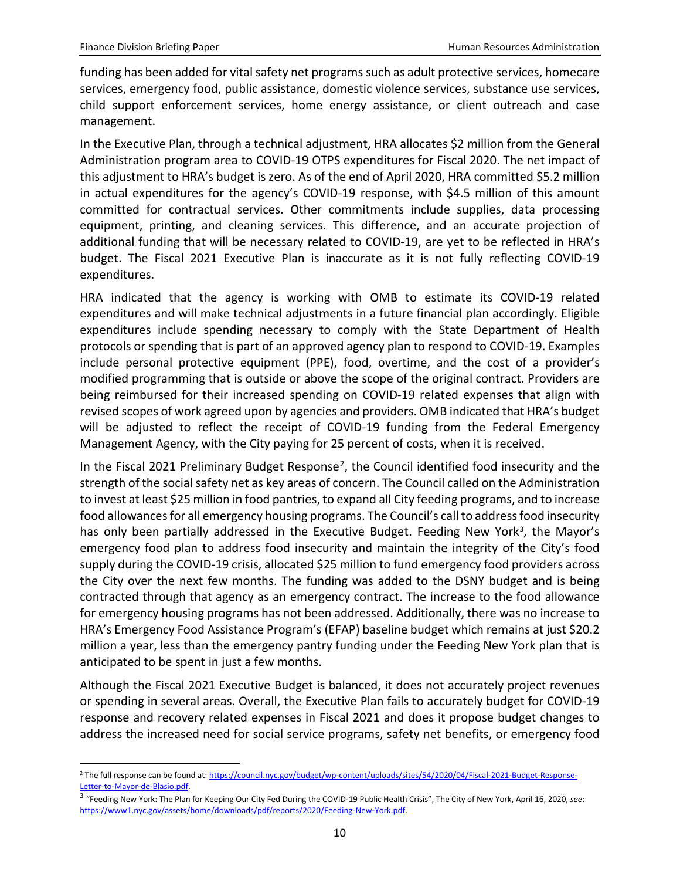funding has been added for vital safety net programs such as adult protective services, homecare services, emergency food, public assistance, domestic violence services, substance use services, child support enforcement services, home energy assistance, or client outreach and case management.

In the Executive Plan, through a technical adjustment, HRA allocates $2 million from the General Administration program area to COVID-19 OTPS expenditures for Fiscal 2020. The net impact of this adjustment to HRA's budget is zero. As of the end of April 2020, HRA committed $5.2 million in actual expenditures for the agency's COVID-19 response, with $4.5 million of this amount committed for contractual services. Other commitments include supplies, data processing equipment, printing, and cleaning services. This difference, and an accurate projection of additional funding that will be necessary related to COVID-19, are yet to be reflected in HRA's budget. The Fiscal 2021 Executive Plan is inaccurate as it is not fully reflecting COVID-19 expenditures.

HRA indicated that the agency is working with OMB to estimate its COVID-19 related expenditures and will make technical adjustments in a future financial plan accordingly. Eligible expenditures include spending necessary to comply with the State Department of Health protocols or spending that is part of an approved agency plan to respond to COVID-19. Examples include personal protective equipment (PPE), food, overtime, and the cost of a provider's modified programming that is outside or above the scope of the original contract. Providers are being reimbursed for their increased spending on COVID-19 related expenses that align with revised scopes of work agreed upon by agencies and providers. OMB indicated that HRA's budget will be adjusted to reflect the receipt of COVID-19 funding from the Federal Emergency Management Agency, with the City paying for 25 percent of costs, when it is received.

In the Fiscal 2021 Preliminary Budget Response[2], the Council identified food insecurity and the strength of the social safety net as key areas of concern. The Council called on the Administration to invest at least $25 million in food pantries, to expand all City feeding programs, and to increase food allowances for all emergency housing programs. The Council's call to address food insecurity has only been partially addressed in the Executive Budget. Feeding New York[3], the Mayor's emergency food plan to address food insecurity and maintain the integrity of the City's food supply during the COVID-19 crisis, allocated $25 million to fund emergency food providers across the City over the next few months. The funding was added to the DSNY budget and is being contracted through that agency as an emergency contract. The increase to the food allowance for emergency housing programs has not been addressed. Additionally, there was no increase to HRA's Emergency Food Assistance Program's (EFAP) baseline budget which remains at just $20.2 million a year, less than the emergency pantry funding under the Feeding New York plan that is anticipated to be spent in just a few months.

Although the Fiscal 2021 Executive Budget is balanced, it does not accurately project revenues or spending in several areas. Overall, the Executive Plan fails to accurately budget for COVID-19 response and recovery related expenses in Fiscal 2021 and does it propose budget changes to address the increased need for social service programs, safety net benefits, or emergency food

---

[2] The full response can be found at: https://council.nyc.gov/budget/wp-content/uploads/sites/54/2020/04/Fiscal-2021-Budget-Response-Letter-to-Mayor-de-Blasio.pdf.

[3] "Feeding New York: The Plan for Keeping Our City Fed During the COVID-19 Public Health Crisis", The City of New York, April 16, 2020, *see*: https://www1.nyc.gov/assets/home/downloads/pdf/reports/2020/Feeding-New-York.pdf.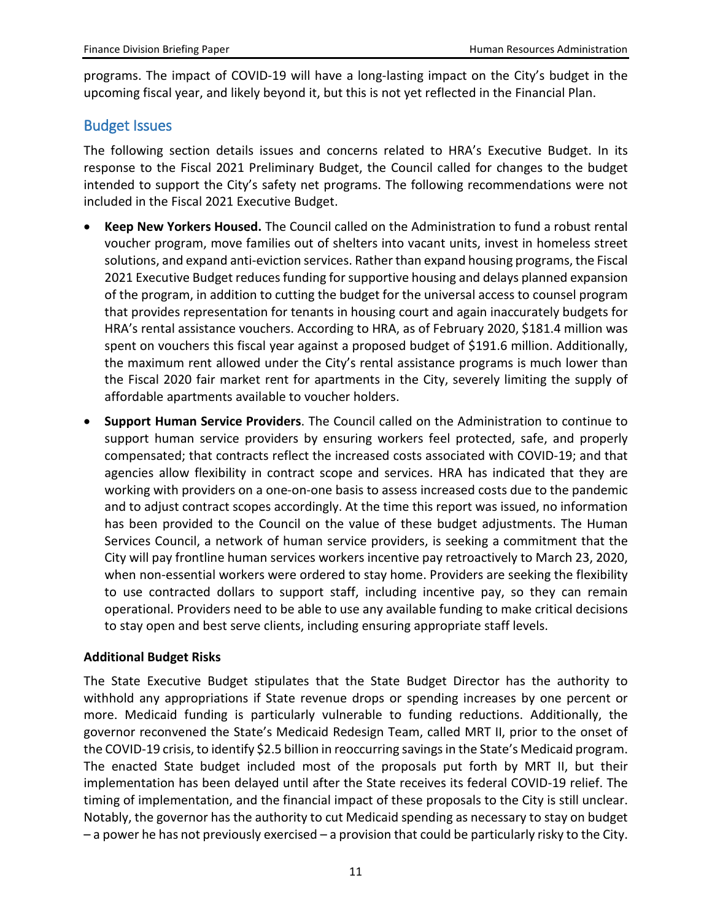programs. The impact of COVID-19 will have a long-lasting impact on the City's budget in the upcoming fiscal year, and likely beyond it, but this is not yet reflected in the Financial Plan.

## Budget Issues

The following section details issues and concerns related to HRA's Executive Budget. In its response to the Fiscal 2021 Preliminary Budget, the Council called for changes to the budget intended to support the City's safety net programs. The following recommendations were not included in the Fiscal 2021 Executive Budget.

- **Keep New Yorkers Housed.** The Council called on the Administration to fund a robust rental voucher program, move families out of shelters into vacant units, invest in homeless street solutions, and expand anti-eviction services. Rather than expand housing programs, the Fiscal 2021 Executive Budget reduces funding for supportive housing and delays planned expansion of the program, in addition to cutting the budget for the universal access to counsel program that provides representation for tenants in housing court and again inaccurately budgets for HRA's rental assistance vouchers. According to HRA, as of February 2020, $181.4 million was spent on vouchers this fiscal year against a proposed budget of $191.6 million. Additionally, the maximum rent allowed under the City's rental assistance programs is much lower than the Fiscal 2020 fair market rent for apartments in the City, severely limiting the supply of affordable apartments available to voucher holders.
- **Support Human Service Providers**. The Council called on the Administration to continue to support human service providers by ensuring workers feel protected, safe, and properly compensated; that contracts reflect the increased costs associated with COVID-19; and that agencies allow flexibility in contract scope and services. HRA has indicated that they are working with providers on a one-on-one basis to assess increased costs due to the pandemic and to adjust contract scopes accordingly. At the time this report was issued, no information has been provided to the Council on the value of these budget adjustments. The Human Services Council, a network of human service providers, is seeking a commitment that the City will pay frontline human services workers incentive pay retroactively to March 23, 2020, when non-essential workers were ordered to stay home. Providers are seeking the flexibility to use contracted dollars to support staff, including incentive pay, so they can remain operational. Providers need to be able to use any available funding to make critical decisions to stay open and best serve clients, including ensuring appropriate staff levels.

**Additional Budget Risks**

The State Executive Budget stipulates that the State Budget Director has the authority to withhold any appropriations if State revenue drops or spending increases by one percent or more. Medicaid funding is particularly vulnerable to funding reductions. Additionally, the governor reconvened the State's Medicaid Redesign Team, called MRT II, prior to the onset of the COVID-19 crisis, to identify $2.5 billion in reoccurring savings in the State's Medicaid program. The enacted State budget included most of the proposals put forth by MRT II, but their implementation has been delayed until after the State receives its federal COVID-19 relief. The timing of implementation, and the financial impact of these proposals to the City is still unclear. Notably, the governor has the authority to cut Medicaid spending as necessary to stay on budget – a power he has not previously exercised – a provision that could be particularly risky to the City.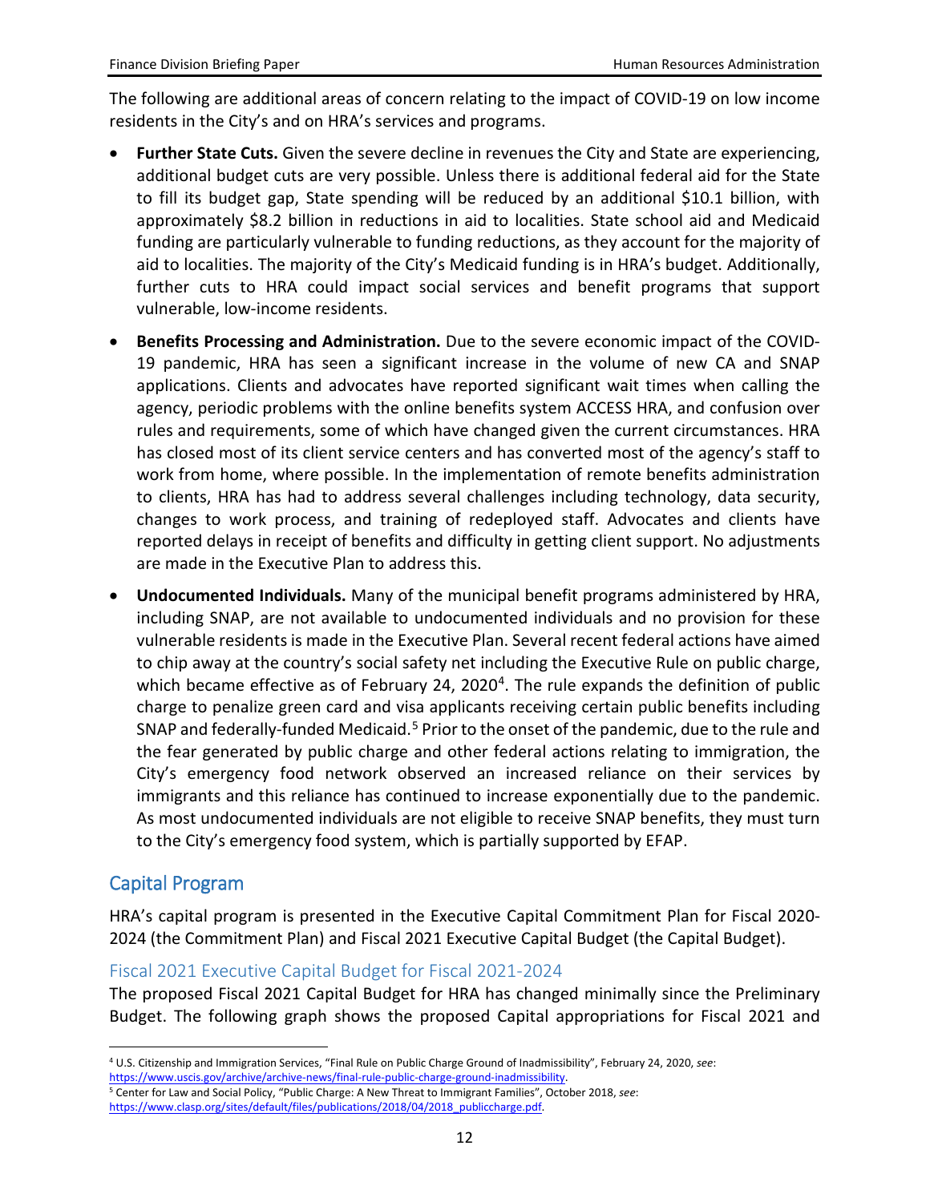The following are additional areas of concern relating to the impact of COVID-19 on low income residents in the City's and on HRA's services and programs.

- **Further State Cuts.** Given the severe decline in revenues the City and State are experiencing, additional budget cuts are very possible. Unless there is additional federal aid for the State to fill its budget gap, State spending will be reduced by an additional $10.1 billion, with approximately $8.2 billion in reductions in aid to localities. State school aid and Medicaid funding are particularly vulnerable to funding reductions, as they account for the majority of aid to localities. The majority of the City's Medicaid funding is in HRA's budget. Additionally, further cuts to HRA could impact social services and benefit programs that support vulnerable, low-income residents.
- **Benefits Processing and Administration.** Due to the severe economic impact of the COVID-19 pandemic, HRA has seen a significant increase in the volume of new CA and SNAP applications. Clients and advocates have reported significant wait times when calling the agency, periodic problems with the online benefits system ACCESS HRA, and confusion over rules and requirements, some of which have changed given the current circumstances. HRA has closed most of its client service centers and has converted most of the agency's staff to work from home, where possible. In the implementation of remote benefits administration to clients, HRA has had to address several challenges including technology, data security, changes to work process, and training of redeployed staff. Advocates and clients have reported delays in receipt of benefits and difficulty in getting client support. No adjustments are made in the Executive Plan to address this.
- **Undocumented Individuals.** Many of the municipal benefit programs administered by HRA, including SNAP, are not available to undocumented individuals and no provision for these vulnerable residents is made in the Executive Plan. Several recent federal actions have aimed to chip away at the country's social safety net including the Executive Rule on public charge, which became effective as of February 24, 2020[4]. The rule expands the definition of public charge to penalize green card and visa applicants receiving certain public benefits including SNAP and federally-funded Medicaid.[5] Prior to the onset of the pandemic, due to the rule and the fear generated by public charge and other federal actions relating to immigration, the City's emergency food network observed an increased reliance on their services by immigrants and this reliance has continued to increase exponentially due to the pandemic. As most undocumented individuals are not eligible to receive SNAP benefits, they must turn to the City's emergency food system, which is partially supported by EFAP.

## Capital Program

HRA's capital program is presented in the Executive Capital Commitment Plan for Fiscal 2020-2024 (the Commitment Plan) and Fiscal 2021 Executive Capital Budget (the Capital Budget).

### Fiscal 2021 Executive Capital Budget for Fiscal 2021-2024

The proposed Fiscal 2021 Capital Budget for HRA has changed minimally since the Preliminary Budget. The following graph shows the proposed Capital appropriations for Fiscal 2021 and

---

[4] U.S. Citizenship and Immigration Services, "Final Rule on Public Charge Ground of Inadmissibility", February 24, 2020, *see*: https://www.uscis.gov/archive/archive-news/final-rule-public-charge-ground-inadmissibility.

[5] Center for Law and Social Policy, "Public Charge: A New Threat to Immigrant Families", October 2018, *see*: https://www.clasp.org/sites/default/files/publications/2018/04/2018_publiccharge.pdf.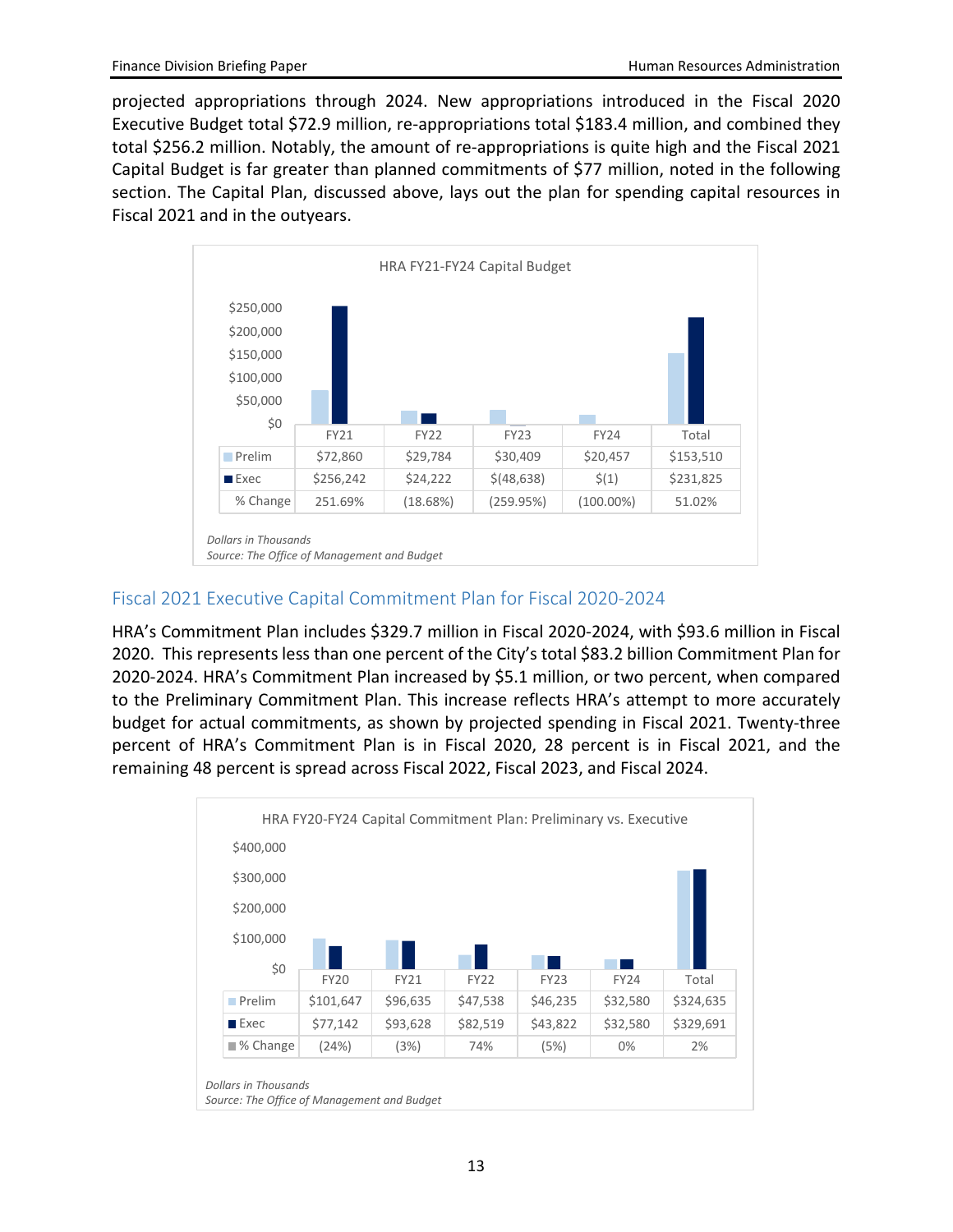projected appropriations through 2024. New appropriations introduced in the Fiscal 2020 Executive Budget total $72.9 million, re-appropriations total $183.4 million, and combined they total $256.2 million. Notably, the amount of re-appropriations is quite high and the Fiscal 2021 Capital Budget is far greater than planned commitments of $77 million, noted in the following section. The Capital Plan, discussed above, lays out the plan for spending capital resources in Fiscal 2021 and in the outyears.

HRA FY21-FY24 Capital Budget

| | FY21 | FY22 | FY23 | FY24 | Total |
|---|---|---|---|---|---|
| Prelim | $72,860 | $29,784 | $30,409 | $20,457 | $153,510 |
| Exec | $256,242 | $24,222 | $(48,638) | $(1) | $231,825 |
| % Change | 251.69% | (18.68%) | (259.95%) | (100.00%) | 51.02% |

*Dollars in Thousands*
*Source: The Office of Management and Budget*

## Fiscal 2021 Executive Capital Commitment Plan for Fiscal 2020-2024

HRA's Commitment Plan includes $329.7 million in Fiscal 2020-2024, with $93.6 million in Fiscal 2020. This represents less than one percent of the City's total $83.2 billion Commitment Plan for 2020-2024. HRA's Commitment Plan increased by $5.1 million, or two percent, when compared to the Preliminary Commitment Plan. This increase reflects HRA's attempt to more accurately budget for actual commitments, as shown by projected spending in Fiscal 2021. Twenty-three percent of HRA's Commitment Plan is in Fiscal 2020, 28 percent is in Fiscal 2021, and the remaining 48 percent is spread across Fiscal 2022, Fiscal 2023, and Fiscal 2024.

HRA FY20-FY24 Capital Commitment Plan: Preliminary vs. Executive

| | FY20 | FY21 | FY22 | FY23 | FY24 | Total |
|---|---|---|---|---|---|---|
| Prelim | $101,647 | $96,635 | $47,538 | $46,235 | $32,580 | $324,635 |
| Exec | $77,142 | $93,628 | $82,519 | $43,822 | $32,580 | $329,691 |
| % Change | (24%) | (3%) | 74% | (5%) | 0% | 2% |

*Dollars in Thousands*
*Source: The Office of Management and Budget*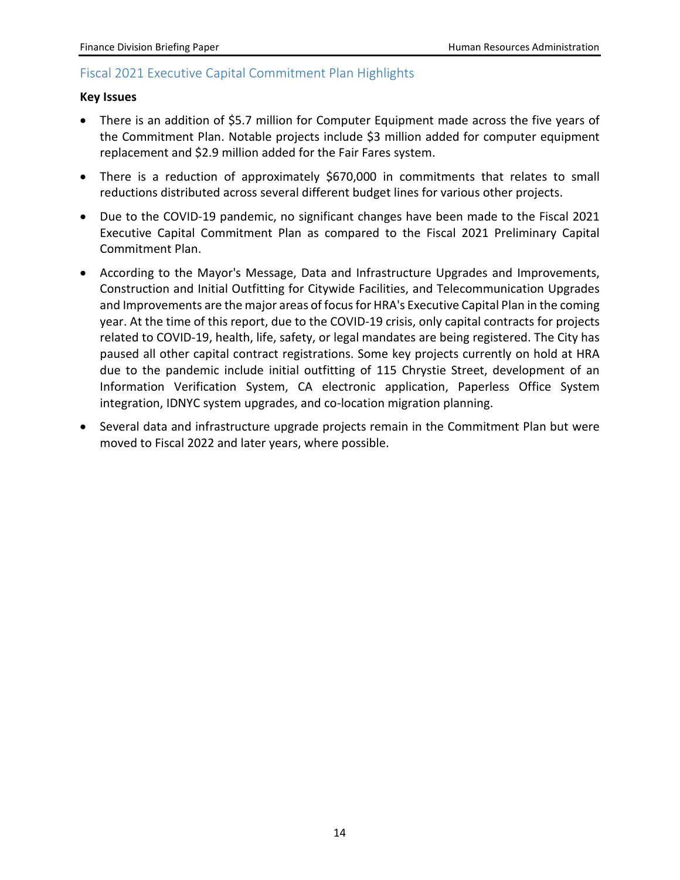## Fiscal 2021 Executive Capital Commitment Plan Highlights

**Key Issues**

- There is an addition of $5.7 million for Computer Equipment made across the five years of the Commitment Plan. Notable projects include $3 million added for computer equipment replacement and $2.9 million added for the Fair Fares system.
- There is a reduction of approximately $670,000 in commitments that relates to small reductions distributed across several different budget lines for various other projects.
- Due to the COVID-19 pandemic, no significant changes have been made to the Fiscal 2021 Executive Capital Commitment Plan as compared to the Fiscal 2021 Preliminary Capital Commitment Plan.
- According to the Mayor's Message, Data and Infrastructure Upgrades and Improvements, Construction and Initial Outfitting for Citywide Facilities, and Telecommunication Upgrades and Improvements are the major areas of focus for HRA's Executive Capital Plan in the coming year. At the time of this report, due to the COVID-19 crisis, only capital contracts for projects related to COVID-19, health, life, safety, or legal mandates are being registered. The City has paused all other capital contract registrations. Some key projects currently on hold at HRA due to the pandemic include initial outfitting of 115 Chrystie Street, development of an Information Verification System, CA electronic application, Paperless Office System integration, IDNYC system upgrades, and co-location migration planning.
- Several data and infrastructure upgrade projects remain in the Commitment Plan but were moved to Fiscal 2022 and later years, where possible.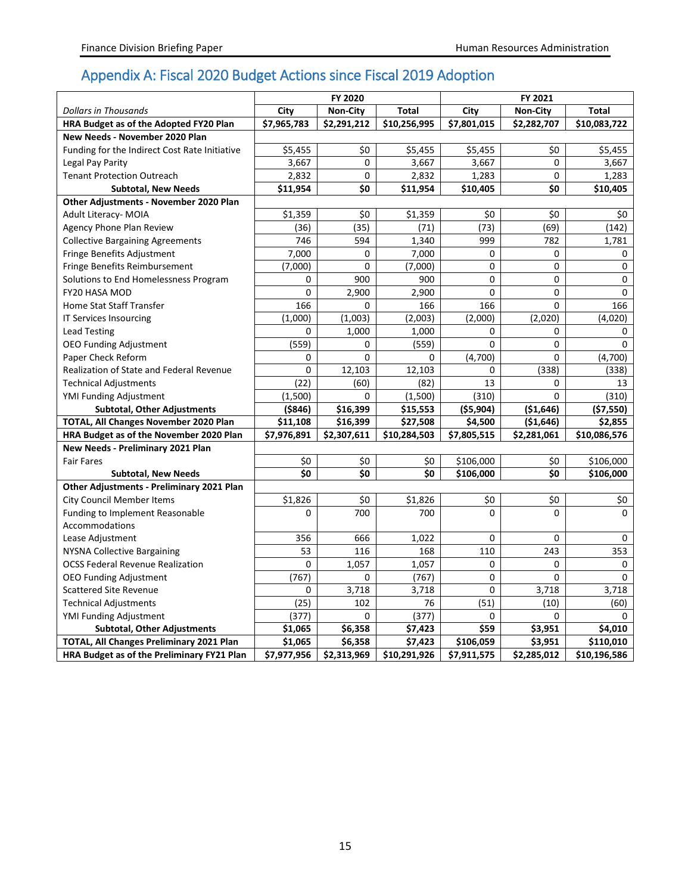## Appendix A: Fiscal 2020 Budget Actions since Fiscal 2019 Adoption

| | FY 2020 | | | FY 2021 | | |
|---|---|---|---|---|---|---|
| *Dollars in Thousands* | **City** | **Non-City** | **Total** | **City** | **Non-City** | **Total** |
| **HRA Budget as of the Adopted FY20 Plan** | **$7,965,783** | **$2,291,212** | **$10,256,995** | **$7,801,015** | **$2,282,707** | **$10,083,722** |
| **New Needs - November 2020 Plan** | | | | | | |
| Funding for the Indirect Cost Rate Initiative | $5,455 | $0 | $5,455 | $5,455 | $0 | $5,455 |
| Legal Pay Parity | 3,667 | 0 | 3,667 | 3,667 | 0 | 3,667 |
| Tenant Protection Outreach | 2,832 | 0 | 2,832 | 1,283 | 0 | 1,283 |
| **Subtotal, New Needs** | **$11,954** | **$0** | **$11,954** | **$10,405** | **$0** | **$10,405** |
| **Other Adjustments - November 2020 Plan** | | | | | | |
| Adult Literacy- MOIA | $1,359 | $0 | $1,359 | $0 | $0 | $0 |
| Agency Phone Plan Review | (36) | (35) | (71) | (73) | (69) | (142) |
| Collective Bargaining Agreements | 746 | 594 | 1,340 | 999 | 782 | 1,781 |
| Fringe Benefits Adjustment | 7,000 | 0 | 7,000 | 0 | 0 | 0 |
| Fringe Benefits Reimbursement | (7,000) | 0 | (7,000) | 0 | 0 | 0 |
| Solutions to End Homelessness Program | 0 | 900 | 900 | 0 | 0 | 0 |
| FY20 HASA MOD | 0 | 2,900 | 2,900 | 0 | 0 | 0 |
| Home Stat Staff Transfer | 166 | 0 | 166 | 166 | 0 | 166 |
| IT Services Insourcing | (1,000) | (1,003) | (2,003) | (2,000) | (2,020) | (4,020) |
| Lead Testing | 0 | 1,000 | 1,000 | 0 | 0 | 0 |
| OEO Funding Adjustment | (559) | 0 | (559) | 0 | 0 | 0 |
| Paper Check Reform | 0 | 0 | 0 | (4,700) | 0 | (4,700) |
| Realization of State and Federal Revenue | 0 | 12,103 | 12,103 | 0 | (338) | (338) |
| Technical Adjustments | (22) | (60) | (82) | 13 | 0 | 13 |
| YMI Funding Adjustment | (1,500) | 0 | (1,500) | (310) | 0 | (310) |
| **Subtotal, Other Adjustments** | **($846)** | **$16,399** | **$15,553** | **($5,904)** | **($1,646)** | **($7,550)** |
| **TOTAL, All Changes November 2020 Plan** | **$11,108** | **$16,399** | **$27,508** | **$4,500** | **($1,646)** | **$2,855** |
| **HRA Budget as of the November 2020 Plan** | **$7,976,891** | **$2,307,611** | **$10,284,503** | **$7,805,515** | **$2,281,061** | **$10,086,576** |
| **New Needs - Preliminary 2021 Plan** | | | | | | |
| Fair Fares | $0 | $0 | $0 | $106,000 | $0 | $106,000 |
| **Subtotal, New Needs** | **$0** | **$0** | **$0** | **$106,000** | **$0** | **$106,000** |
| **Other Adjustments - Preliminary 2021 Plan** | | | | | | |
| City Council Member Items | $1,826 | $0 | $1,826 | $0 | $0 | $0 |
| Funding to Implement Reasonable Accommodations | 0 | 700 | 700 | 0 | 0 | 0 |
| Lease Adjustment | 356 | 666 | 1,022 | 0 | 0 | 0 |
| NYSNA Collective Bargaining | 53 | 116 | 168 | 110 | 243 | 353 |
| OCSS Federal Revenue Realization | 0 | 1,057 | 1,057 | 0 | 0 | 0 |
| OEO Funding Adjustment | (767) | 0 | (767) | 0 | 0 | 0 |
| Scattered Site Revenue | 0 | 3,718 | 3,718 | 0 | 3,718 | 3,718 |
| Technical Adjustments | (25) | 102 | 76 | (51) | (10) | (60) |
| YMI Funding Adjustment | (377) | 0 | (377) | 0 | 0 | 0 |
| **Subtotal, Other Adjustments** | **$1,065** | **$6,358** | **$7,423** | **$59** | **$3,951** | **$4,010** |
| **TOTAL, All Changes Preliminary 2021 Plan** | **$1,065** | **$6,358** | **$7,423** | **$106,059** | **$3,951** | **$110,010** |
| **HRA Budget as of the Preliminary FY21 Plan** | **$7,977,956** | **$2,313,969** | **$10,291,926** | **$7,911,575** | **$2,285,012** | **$10,196,586** |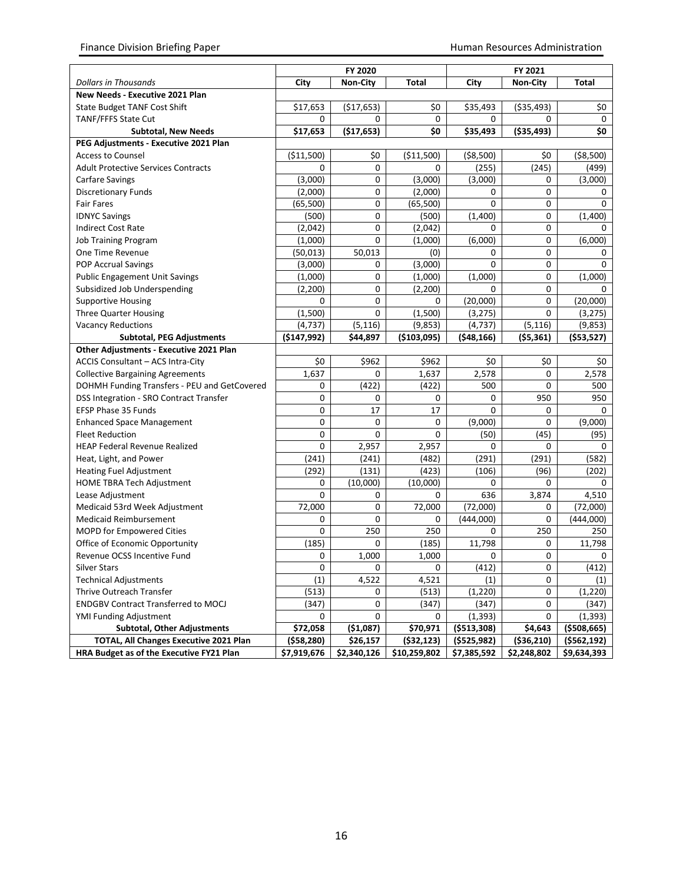| | FY 2020 | | | FY 2021 | | |
|---|---|---|---|---|---|---|
| *Dollars in Thousands* | **City** | **Non-City** | **Total** | **City** | **Non-City** | **Total** |
| **New Needs - Executive 2021 Plan** | | | | | | |
| State Budget TANF Cost Shift | $17,653 | ($17,653) | $0 | $35,493 | ($35,493) | $0 |
| TANF/FFFS State Cut | 0 | 0 | 0 | 0 | 0 | 0 |
| **Subtotal, New Needs** | **$17,653** | **($17,653)** | **$0** | **$35,493** | **($35,493)** | **$0** |
| **PEG Adjustments - Executive 2021 Plan** | | | | | | |
| Access to Counsel | ($11,500) | $0 | ($11,500) | ($8,500) | $0 | ($8,500) |
| Adult Protective Services Contracts | 0 | 0 | 0 | (255) | (245) | (499) |
| Carfare Savings | (3,000) | 0 | (3,000) | (3,000) | 0 | (3,000) |
| Discretionary Funds | (2,000) | 0 | (2,000) | 0 | 0 | 0 |
| Fair Fares | (65,500) | 0 | (65,500) | 0 | 0 | 0 |
| IDNYC Savings | (500) | 0 | (500) | (1,400) | 0 | (1,400) |
| Indirect Cost Rate | (2,042) | 0 | (2,042) | 0 | 0 | 0 |
| Job Training Program | (1,000) | 0 | (1,000) | (6,000) | 0 | (6,000) |
| One Time Revenue | (50,013) | 50,013 | (0) | 0 | 0 | 0 |
| POP Accrual Savings | (3,000) | 0 | (3,000) | 0 | 0 | 0 |
| Public Engagement Unit Savings | (1,000) | 0 | (1,000) | (1,000) | 0 | (1,000) |
| Subsidized Job Underspending | (2,200) | 0 | (2,200) | 0 | 0 | 0 |
| Supportive Housing | 0 | 0 | 0 | (20,000) | 0 | (20,000) |
| Three Quarter Housing | (1,500) | 0 | (1,500) | (3,275) | 0 | (3,275) |
| Vacancy Reductions | (4,737) | (5,116) | (9,853) | (4,737) | (5,116) | (9,853) |
| **Subtotal, PEG Adjustments** | **($147,992)** | **$44,897** | **($103,095)** | **($48,166)** | **($5,361)** | **($53,527)** |
| **Other Adjustments - Executive 2021 Plan** | | | | | | |
| ACCIS Consultant – ACS Intra-City | $0 | $962 | $962 | $0 | $0 | $0 |
| Collective Bargaining Agreements | 1,637 | 0 | 1,637 | 2,578 | 0 | 2,578 |
| DOHMH Funding Transfers - PEU and GetCovered | 0 | (422) | (422) | 500 | 0 | 500 |
| DSS Integration - SRO Contract Transfer | 0 | 0 | 0 | 0 | 950 | 950 |
| EFSP Phase 35 Funds | 0 | 17 | 17 | 0 | 0 | 0 |
| Enhanced Space Management | 0 | 0 | 0 | (9,000) | 0 | (9,000) |
| Fleet Reduction | 0 | 0 | 0 | (50) | (45) | (95) |
| HEAP Federal Revenue Realized | 0 | 2,957 | 2,957 | 0 | 0 | 0 |
| Heat, Light, and Power | (241) | (241) | (482) | (291) | (291) | (582) |
| Heating Fuel Adjustment | (292) | (131) | (423) | (106) | (96) | (202) |
| HOME TBRA Tech Adjustment | 0 | (10,000) | (10,000) | 0 | 0 | 0 |
| Lease Adjustment | 0 | 0 | 0 | 636 | 3,874 | 4,510 |
| Medicaid 53rd Week Adjustment | 72,000 | 0 | 72,000 | (72,000) | 0 | (72,000) |
| Medicaid Reimbursement | 0 | 0 | 0 | (444,000) | 0 | (444,000) |
| MOPD for Empowered Cities | 0 | 250 | 250 | 0 | 250 | 250 |
| Office of Economic Opportunity | (185) | 0 | (185) | 11,798 | 0 | 11,798 |
| Revenue OCSS Incentive Fund | 0 | 1,000 | 1,000 | 0 | 0 | 0 |
| Silver Stars | 0 | 0 | 0 | (412) | 0 | (412) |
| Technical Adjustments | (1) | 4,522 | 4,521 | (1) | 0 | (1) |
| Thrive Outreach Transfer | (513) | 0 | (513) | (1,220) | 0 | (1,220) |
| ENDGBV Contract Transferred to MOCJ | (347) | 0 | (347) | (347) | 0 | (347) |
| YMI Funding Adjustment | 0 | 0 | 0 | (1,393) | 0 | (1,393) |
| **Subtotal, Other Adjustments** | **$72,058** | **($1,087)** | **$70,971** | **($513,308)** | **$4,643** | **($508,665)** |
| **TOTAL, All Changes Executive 2021 Plan** | **($58,280)** | **$26,157** | **($32,123)** | **($525,982)** | **($36,210)** | **($562,192)** |
| **HRA Budget as of the Executive FY21 Plan** | **$7,919,676** | **$2,340,126** | **$10,259,802** | **$7,385,592** | **$2,248,802** | **$9,634,393** |